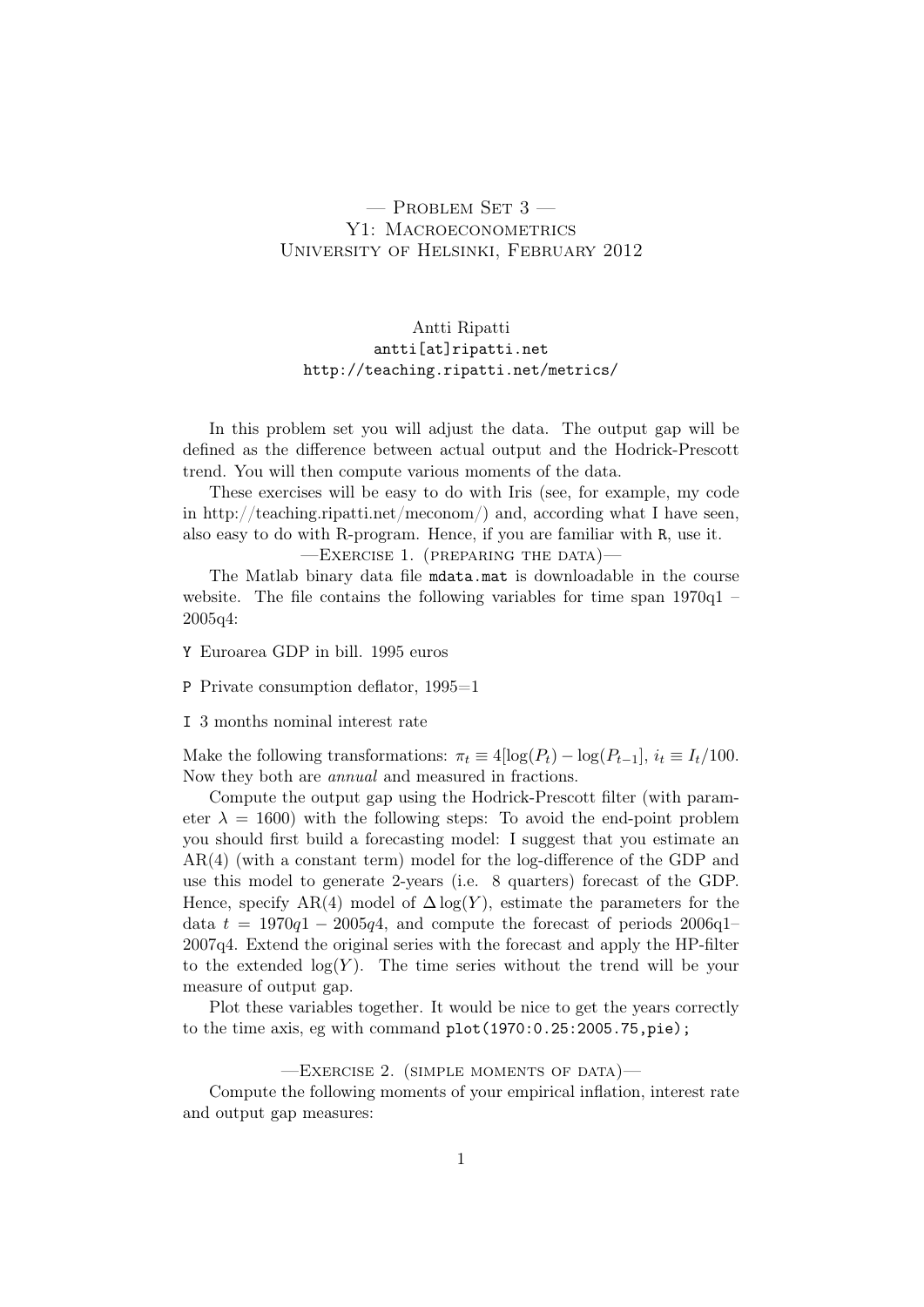# — Problem Set 3 —
# Y1: Macroeconometrics
# University of Helsinki, February 2012

Antti Ripatti
`antti[at]ripatti.net`
`http://teaching.ripatti.net/metrics/`

In this problem set you will adjust the data. The output gap will be defined as the difference between actual output and the Hodrick-Prescott trend. You will then compute various moments of the data.

These exercises will be easy to do with Iris (see, for example, my code in http://teaching.ripatti.net/meconom/) and, according what I have seen, also easy to do with R-program. Hence, if you are familiar with `R`, use it.

## —Exercise 1. (preparing the data)—

The Matlab binary data file `mdata.mat` is downloadable in the course website. The file contains the following variables for time span 1970q1 – 2005q4:

`Y` Euroarea GDP in bill. 1995 euros

`P` Private consumption deflator, 1995=1

`I` 3 months nominal interest rate

Make the following transformations: $\pi_t \equiv 4[\log(P_t) - \log(P_{t-1}]$, $i_t \equiv I_t/100$. Now they both are *annual* and measured in fractions.

Compute the output gap using the Hodrick-Prescott filter (with parameter $\lambda = 1600$) with the following steps: To avoid the end-point problem you should first build a forecasting model: I suggest that you estimate an AR(4) (with a constant term) model for the log-difference of the GDP and use this model to generate 2-years (i.e. 8 quarters) forecast of the GDP. Hence, specify AR(4) model of $\Delta \log(Y)$, estimate the parameters for the data $t = 1970q1 - 2005q4$, and compute the forecast of periods 2006q1–2007q4. Extend the original series with the forecast and apply the HP-filter to the extended $\log(Y)$. The time series without the trend will be your measure of output gap.

Plot these variables together. It would be nice to get the years correctly to the time axis, eg with command `plot(1970:0.25:2005.75,pie);`

## —Exercise 2. (simple moments of data)—

Compute the following moments of your empirical inflation, interest rate and output gap measures: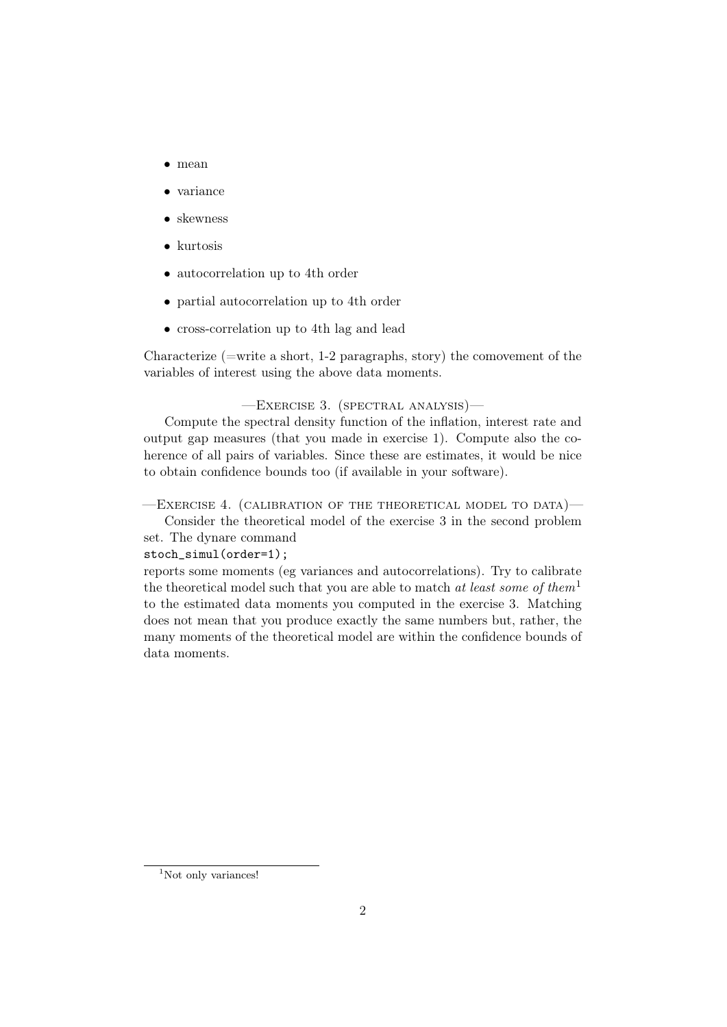- mean
- variance
- skewness
- kurtosis
- autocorrelation up to 4th order
- partial autocorrelation up to 4th order
- cross-correlation up to 4th lag and lead

Characterize (=write a short, 1-2 paragraphs, story) the comovement of the variables of interest using the above data moments.

—Exercise 3. (spectral analysis)—

Compute the spectral density function of the inflation, interest rate and output gap measures (that you made in exercise 1). Compute also the coherence of all pairs of variables. Since these are estimates, it would be nice to obtain confidence bounds too (if available in your software).

—Exercise 4. (calibration of the theoretical model to data)—

Consider the theoretical model of the exercise 3 in the second problem set. The dynare command

`stoch_simul(order=1);`

reports some moments (eg variances and autocorrelations). Try to calibrate the theoretical model such that you are able to match *at least some of them*[1] to the estimated data moments you computed in the exercise 3. Matching does not mean that you produce exactly the same numbers but, rather, the many moments of the theoretical model are within the confidence bounds of data moments.

[1] Not only variances!